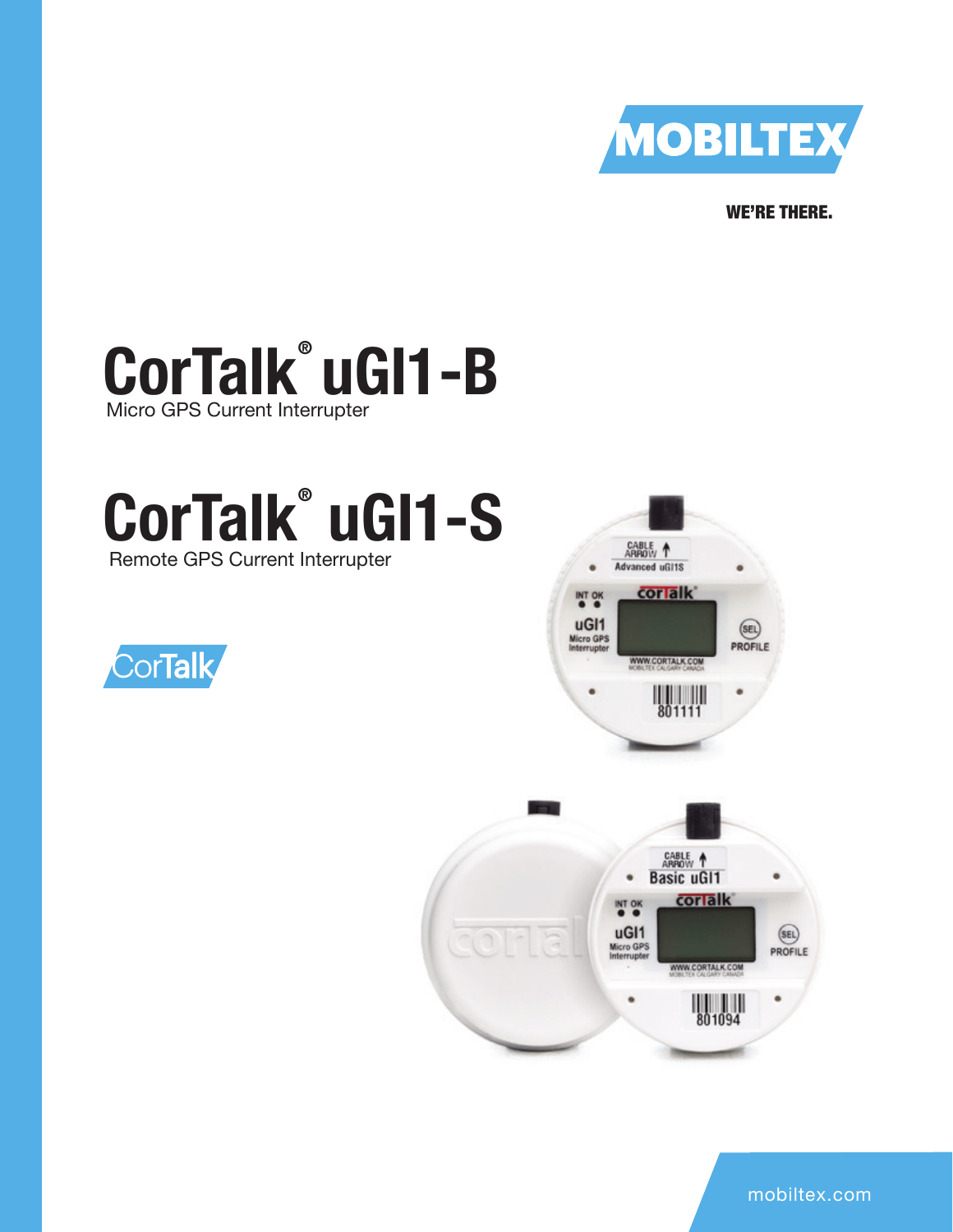MOBILTEX

WE'RE THERE.

# CorTalk® uGI1-B

Micro GPS Current Interrupter

# CorTalk® uGI1-S

Remote GPS Current Interrupter

CorTalk

mobiltex.com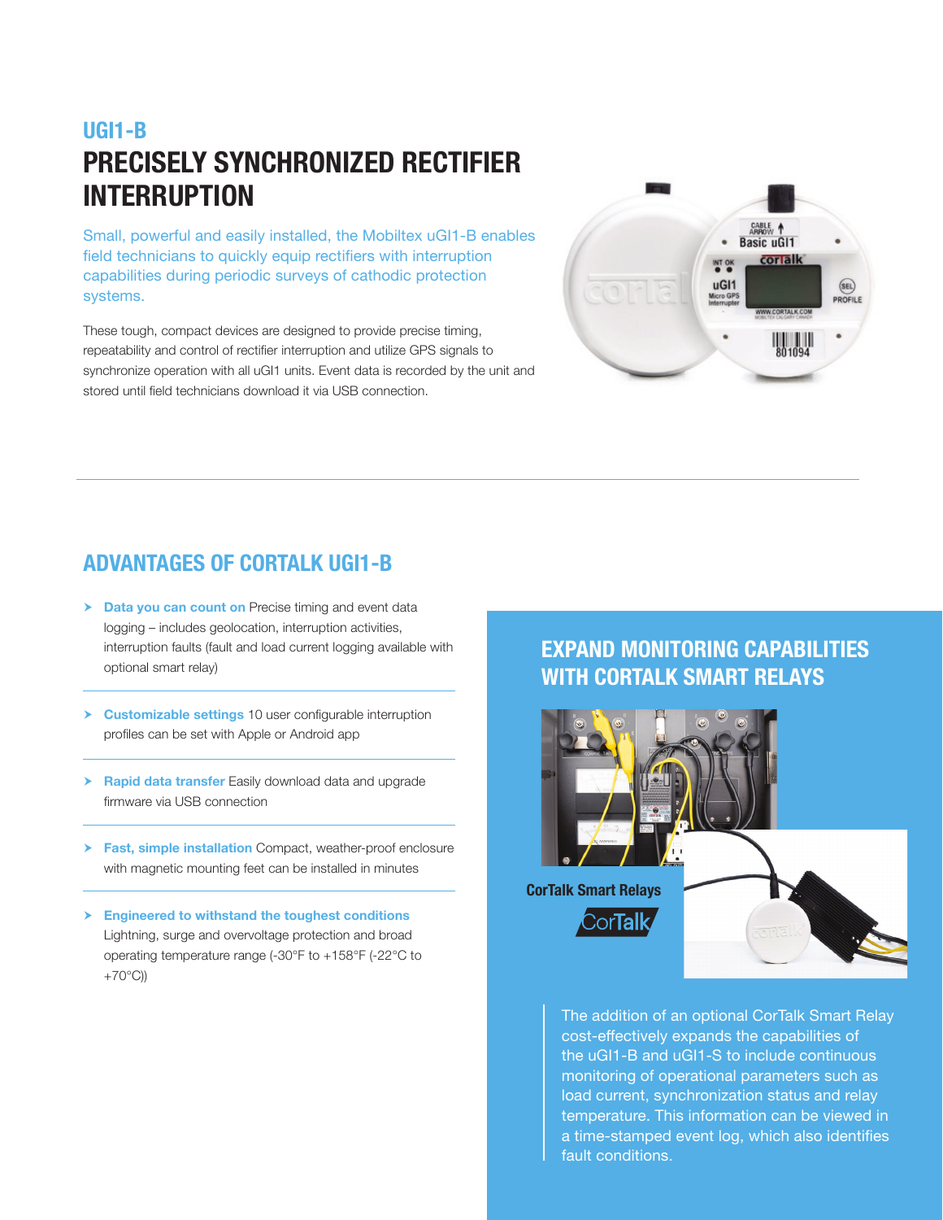## UGI1-B

# PRECISELY SYNCHRONIZED RECTIFIER INTERRUPTION

Small, powerful and easily installed, the Mobiltex uGI1-B enables field technicians to quickly equip rectifiers with interruption capabilities during periodic surveys of cathodic protection systems.

These tough, compact devices are designed to provide precise timing, repeatability and control of rectifier interruption and utilize GPS signals to synchronize operation with all uGI1 units. Event data is recorded by the unit and stored until field technicians download it via USB connection.

---

## ADVANTAGES OF CORTALK UGI1-B

- **Data you can count on** Precise timing and event data logging – includes geolocation, interruption activities, interruption faults (fault and load current logging available with optional smart relay)
- **Customizable settings** 10 user configurable interruption profiles can be set with Apple or Android app
- **Rapid data transfer** Easily download data and upgrade firmware via USB connection
- **Fast, simple installation** Compact, weather-proof enclosure with magnetic mounting feet can be installed in minutes
- **Engineered to withstand the toughest conditions** Lightning, surge and overvoltage protection and broad operating temperature range (-30°F to +158°F (-22°C to +70°C))

## EXPAND MONITORING CAPABILITIES WITH CORTALK SMART RELAYS

CorTalk Smart Relays

The addition of an optional CorTalk Smart Relay cost-effectively expands the capabilities of the uGI1-B and uGI1-S to include continuous monitoring of operational parameters such as load current, synchronization status and relay temperature. This information can be viewed in a time-stamped event log, which also identifies fault conditions.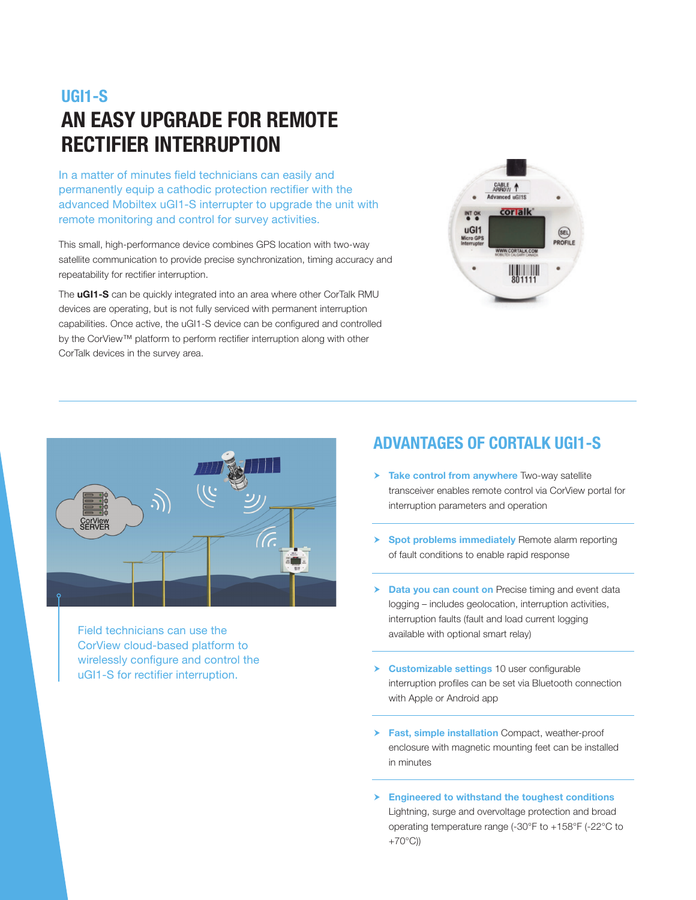## UGI1-S

# AN EASY UPGRADE FOR REMOTE RECTIFIER INTERRUPTION

In a matter of minutes field technicians can easily and permanently equip a cathodic protection rectifier with the advanced Mobiltex uGI1-S interrupter to upgrade the unit with remote monitoring and control for survey activities.

This small, high-performance device combines GPS location with two-way satellite communication to provide precise synchronization, timing accuracy and repeatability for rectifier interruption.

The **uGI1-S** can be quickly integrated into an area where other CorTalk RMU devices are operating, but is not fully serviced with permanent interruption capabilities. Once active, the uGI1-S device can be configured and controlled by the CorView™ platform to perform rectifier interruption along with other CorTalk devices in the survey area.

Field technicians can use the CorView cloud-based platform to wirelessly configure and control the uGI1-S for rectifier interruption.

## ADVANTAGES OF CORTALK UGI1-S

- **Take control from anywhere** Two-way satellite transceiver enables remote control via CorView portal for interruption parameters and operation
- **Spot problems immediately** Remote alarm reporting of fault conditions to enable rapid response
- **Data you can count on** Precise timing and event data logging – includes geolocation, interruption activities, interruption faults (fault and load current logging available with optional smart relay)
- **Customizable settings** 10 user configurable interruption profiles can be set via Bluetooth connection with Apple or Android app
- **Fast, simple installation** Compact, weather-proof enclosure with magnetic mounting feet can be installed in minutes
- **Engineered to withstand the toughest conditions** Lightning, surge and overvoltage protection and broad operating temperature range (-30°F to +158°F (-22°C to +70°C))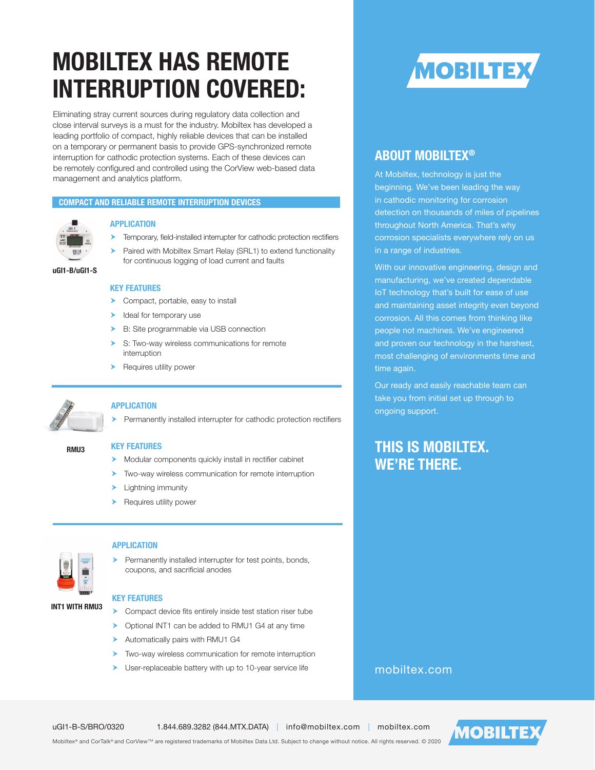# MOBILTEX HAS REMOTE INTERRUPTION COVERED:

Eliminating stray current sources during regulatory data collection and close interval surveys is a must for the industry. Mobiltex has developed a leading portfolio of compact, highly reliable devices that can be installed on a temporary or permanent basis to provide GPS-synchronized remote interruption for cathodic protection systems. Each of these devices can be remotely configured and controlled using the CorView web-based data management and analytics platform.

## COMPACT AND RELIABLE REMOTE INTERRUPTION DEVICES

### uGI1-B/uGI1-S

**APPLICATION**

- Temporary, field-installed interrupter for cathodic protection rectifiers
- Paired with Mobiltex Smart Relay (SRL1) to extend functionality for continuous logging of load current and faults

**KEY FEATURES**

- Compact, portable, easy to install
- Ideal for temporary use
- B: Site programmable via USB connection
- S: Two-way wireless communications for remote interruption
- Requires utility power

### RMU3

**APPLICATION**

- Permanently installed interrupter for cathodic protection rectifiers

**KEY FEATURES**

- Modular components quickly install in rectifier cabinet
- Two-way wireless communication for remote interruption
- Lightning immunity
- Requires utility power

### INT1 WITH RMU3

**APPLICATION**

- Permanently installed interrupter for test points, bonds, coupons, and sacrificial anodes

**KEY FEATURES**

- Compact device fits entirely inside test station riser tube
- Optional INT1 can be added to RMU1 G4 at any time
- Automatically pairs with RMU1 G4
- Two-way wireless communication for remote interruption
- User-replaceable battery with up to 10-year service life

MOBILTEX

## ABOUT MOBILTEX®

At Mobiltex, technology is just the beginning. We've been leading the way in cathodic monitoring for corrosion detection on thousands of miles of pipelines throughout North America. That's why corrosion specialists everywhere rely on us in a range of industries.

With our innovative engineering, design and manufacturing, we've created dependable IoT technology that's built for ease of use and maintaining asset integrity even beyond corrosion. All this comes from thinking like people not machines. We've engineered and proven our technology in the harshest, most challenging of environments time and time again.

Our ready and easily reachable team can take you from initial set up through to ongoing support.

## THIS IS MOBILTEX. WE'RE THERE.

mobiltex.com

uGI1-B-S/BRO/0320 1.844.689.3282 (844.MTX.DATA) | info@mobiltex.com | mobiltex.com

Mobiltex® and CorTalk® and CorView™ are registered trademarks of Mobiltex Data Ltd. Subject to change without notice. All rights reserved. © 2020